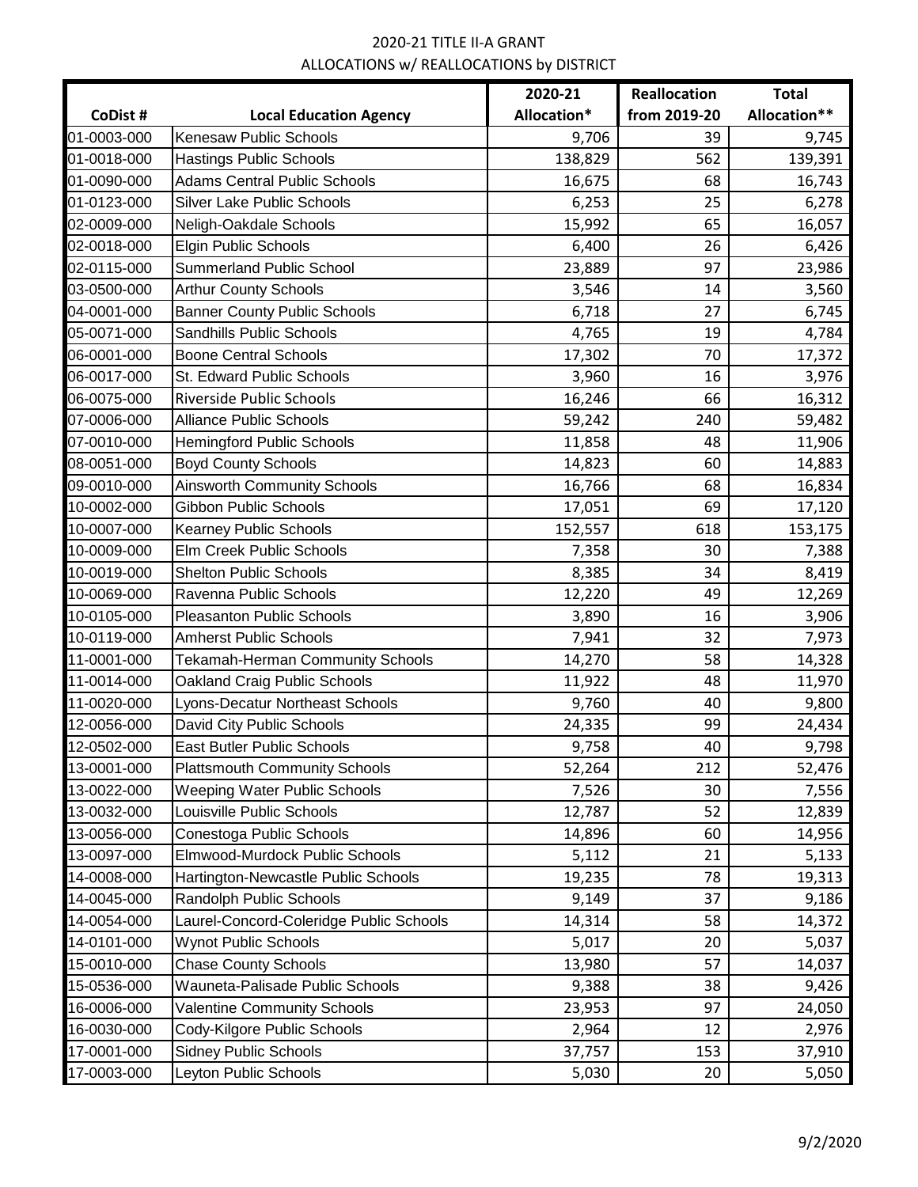# 2020-21 TITLE II-A GRANT
## ALLOCATIONS w/ REALLOCATIONS by DISTRICT

| CoDist # | Local Education Agency | 2020-21 Allocation* | Reallocation from 2019-20 | Total Allocation** |
|---|---|---|---|---|
| 01-0003-000 | Kenesaw Public Schools | 9,706 | 39 | 9,745 |
| 01-0018-000 | Hastings Public Schools | 138,829 | 562 | 139,391 |
| 01-0090-000 | Adams Central Public Schools | 16,675 | 68 | 16,743 |
| 01-0123-000 | Silver Lake Public Schools | 6,253 | 25 | 6,278 |
| 02-0009-000 | Neligh-Oakdale Schools | 15,992 | 65 | 16,057 |
| 02-0018-000 | Elgin Public Schools | 6,400 | 26 | 6,426 |
| 02-0115-000 | Summerland Public School | 23,889 | 97 | 23,986 |
| 03-0500-000 | Arthur County Schools | 3,546 | 14 | 3,560 |
| 04-0001-000 | Banner County Public Schools | 6,718 | 27 | 6,745 |
| 05-0071-000 | Sandhills Public Schools | 4,765 | 19 | 4,784 |
| 06-0001-000 | Boone Central Schools | 17,302 | 70 | 17,372 |
| 06-0017-000 | St. Edward Public Schools | 3,960 | 16 | 3,976 |
| 06-0075-000 | Riverside Public Schools | 16,246 | 66 | 16,312 |
| 07-0006-000 | Alliance Public Schools | 59,242 | 240 | 59,482 |
| 07-0010-000 | Hemingford Public Schools | 11,858 | 48 | 11,906 |
| 08-0051-000 | Boyd County Schools | 14,823 | 60 | 14,883 |
| 09-0010-000 | Ainsworth Community Schools | 16,766 | 68 | 16,834 |
| 10-0002-000 | Gibbon Public Schools | 17,051 | 69 | 17,120 |
| 10-0007-000 | Kearney Public Schools | 152,557 | 618 | 153,175 |
| 10-0009-000 | Elm Creek Public Schools | 7,358 | 30 | 7,388 |
| 10-0019-000 | Shelton Public Schools | 8,385 | 34 | 8,419 |
| 10-0069-000 | Ravenna Public Schools | 12,220 | 49 | 12,269 |
| 10-0105-000 | Pleasanton Public Schools | 3,890 | 16 | 3,906 |
| 10-0119-000 | Amherst Public Schools | 7,941 | 32 | 7,973 |
| 11-0001-000 | Tekamah-Herman Community Schools | 14,270 | 58 | 14,328 |
| 11-0014-000 | Oakland Craig Public Schools | 11,922 | 48 | 11,970 |
| 11-0020-000 | Lyons-Decatur Northeast Schools | 9,760 | 40 | 9,800 |
| 12-0056-000 | David City Public Schools | 24,335 | 99 | 24,434 |
| 12-0502-000 | East Butler Public Schools | 9,758 | 40 | 9,798 |
| 13-0001-000 | Plattsmouth Community Schools | 52,264 | 212 | 52,476 |
| 13-0022-000 | Weeping Water Public Schools | 7,526 | 30 | 7,556 |
| 13-0032-000 | Louisville Public Schools | 12,787 | 52 | 12,839 |
| 13-0056-000 | Conestoga Public Schools | 14,896 | 60 | 14,956 |
| 13-0097-000 | Elmwood-Murdock Public Schools | 5,112 | 21 | 5,133 |
| 14-0008-000 | Hartington-Newcastle Public Schools | 19,235 | 78 | 19,313 |
| 14-0045-000 | Randolph Public Schools | 9,149 | 37 | 9,186 |
| 14-0054-000 | Laurel-Concord-Coleridge Public Schools | 14,314 | 58 | 14,372 |
| 14-0101-000 | Wynot Public Schools | 5,017 | 20 | 5,037 |
| 15-0010-000 | Chase County Schools | 13,980 | 57 | 14,037 |
| 15-0536-000 | Wauneta-Palisade Public Schools | 9,388 | 38 | 9,426 |
| 16-0006-000 | Valentine Community Schools | 23,953 | 97 | 24,050 |
| 16-0030-000 | Cody-Kilgore Public Schools | 2,964 | 12 | 2,976 |
| 17-0001-000 | Sidney Public Schools | 37,757 | 153 | 37,910 |
| 17-0003-000 | Leyton Public Schools | 5,030 | 20 | 5,050 |

9/2/2020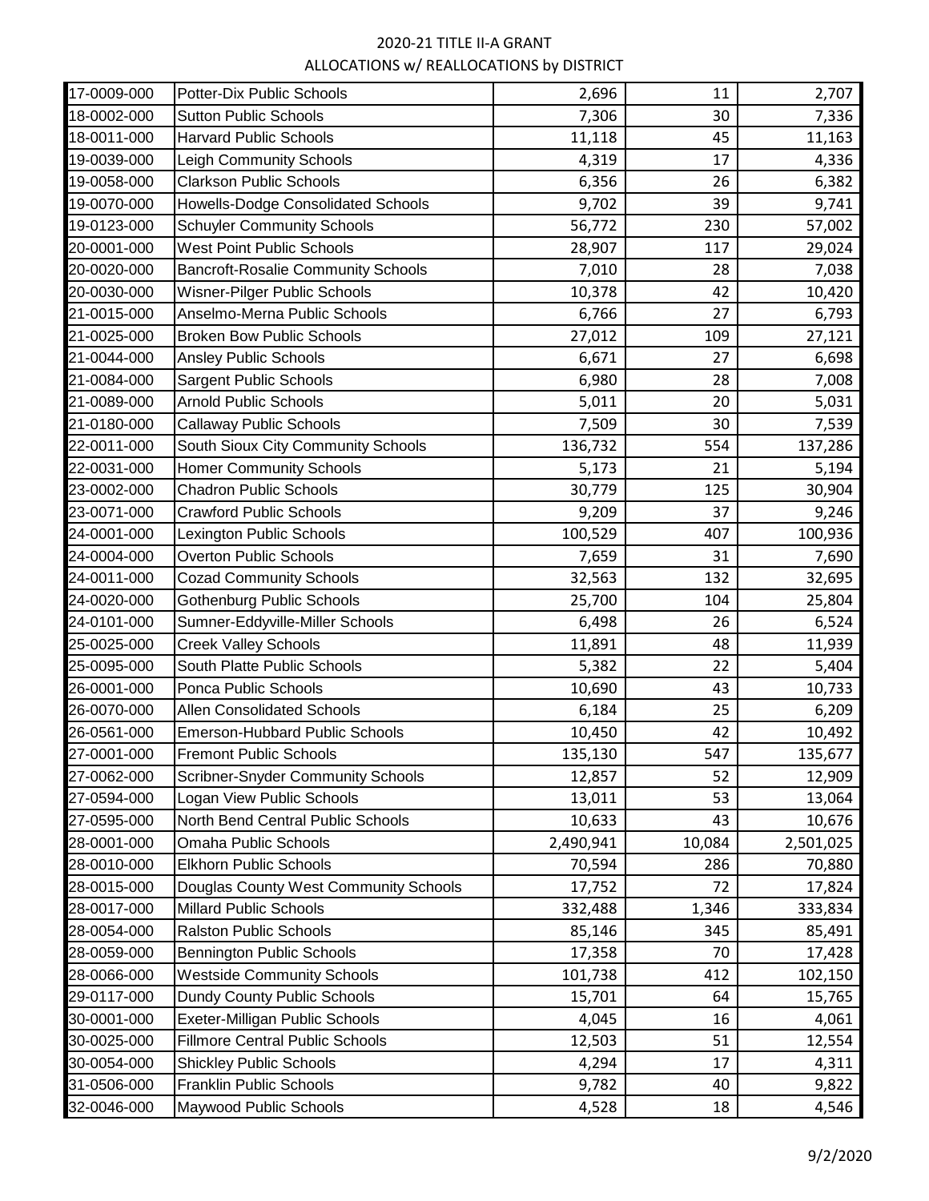# 2020-21 TITLE II-A GRANT
## ALLOCATIONS w/ REALLOCATIONS by DISTRICT

| | | | | |
|---|---|---|---|---|
| 17-0009-000 | Potter-Dix Public Schools | 2,696 | 11 | 2,707 |
| 18-0002-000 | Sutton Public Schools | 7,306 | 30 | 7,336 |
| 18-0011-000 | Harvard Public Schools | 11,118 | 45 | 11,163 |
| 19-0039-000 | Leigh Community Schools | 4,319 | 17 | 4,336 |
| 19-0058-000 | Clarkson Public Schools | 6,356 | 26 | 6,382 |
| 19-0070-000 | Howells-Dodge Consolidated Schools | 9,702 | 39 | 9,741 |
| 19-0123-000 | Schuyler Community Schools | 56,772 | 230 | 57,002 |
| 20-0001-000 | West Point Public Schools | 28,907 | 117 | 29,024 |
| 20-0020-000 | Bancroft-Rosalie Community Schools | 7,010 | 28 | 7,038 |
| 20-0030-000 | Wisner-Pilger Public Schools | 10,378 | 42 | 10,420 |
| 21-0015-000 | Anselmo-Merna Public Schools | 6,766 | 27 | 6,793 |
| 21-0025-000 | Broken Bow Public Schools | 27,012 | 109 | 27,121 |
| 21-0044-000 | Ansley Public Schools | 6,671 | 27 | 6,698 |
| 21-0084-000 | Sargent Public Schools | 6,980 | 28 | 7,008 |
| 21-0089-000 | Arnold Public Schools | 5,011 | 20 | 5,031 |
| 21-0180-000 | Callaway Public Schools | 7,509 | 30 | 7,539 |
| 22-0011-000 | South Sioux City Community Schools | 136,732 | 554 | 137,286 |
| 22-0031-000 | Homer Community Schools | 5,173 | 21 | 5,194 |
| 23-0002-000 | Chadron Public Schools | 30,779 | 125 | 30,904 |
| 23-0071-000 | Crawford Public Schools | 9,209 | 37 | 9,246 |
| 24-0001-000 | Lexington Public Schools | 100,529 | 407 | 100,936 |
| 24-0004-000 | Overton Public Schools | 7,659 | 31 | 7,690 |
| 24-0011-000 | Cozad Community Schools | 32,563 | 132 | 32,695 |
| 24-0020-000 | Gothenburg Public Schools | 25,700 | 104 | 25,804 |
| 24-0101-000 | Sumner-Eddyville-Miller Schools | 6,498 | 26 | 6,524 |
| 25-0025-000 | Creek Valley Schools | 11,891 | 48 | 11,939 |
| 25-0095-000 | South Platte Public Schools | 5,382 | 22 | 5,404 |
| 26-0001-000 | Ponca Public Schools | 10,690 | 43 | 10,733 |
| 26-0070-000 | Allen Consolidated Schools | 6,184 | 25 | 6,209 |
| 26-0561-000 | Emerson-Hubbard Public Schools | 10,450 | 42 | 10,492 |
| 27-0001-000 | Fremont Public Schools | 135,130 | 547 | 135,677 |
| 27-0062-000 | Scribner-Snyder Community Schools | 12,857 | 52 | 12,909 |
| 27-0594-000 | Logan View Public Schools | 13,011 | 53 | 13,064 |
| 27-0595-000 | North Bend Central Public Schools | 10,633 | 43 | 10,676 |
| 28-0001-000 | Omaha Public Schools | 2,490,941 | 10,084 | 2,501,025 |
| 28-0010-000 | Elkhorn Public Schools | 70,594 | 286 | 70,880 |
| 28-0015-000 | Douglas County West Community Schools | 17,752 | 72 | 17,824 |
| 28-0017-000 | Millard Public Schools | 332,488 | 1,346 | 333,834 |
| 28-0054-000 | Ralston Public Schools | 85,146 | 345 | 85,491 |
| 28-0059-000 | Bennington Public Schools | 17,358 | 70 | 17,428 |
| 28-0066-000 | Westside Community Schools | 101,738 | 412 | 102,150 |
| 29-0117-000 | Dundy County Public Schools | 15,701 | 64 | 15,765 |
| 30-0001-000 | Exeter-Milligan Public Schools | 4,045 | 16 | 4,061 |
| 30-0025-000 | Fillmore Central Public Schools | 12,503 | 51 | 12,554 |
| 30-0054-000 | Shickley Public Schools | 4,294 | 17 | 4,311 |
| 31-0506-000 | Franklin Public Schools | 9,782 | 40 | 9,822 |
| 32-0046-000 | Maywood Public Schools | 4,528 | 18 | 4,546 |

9/2/2020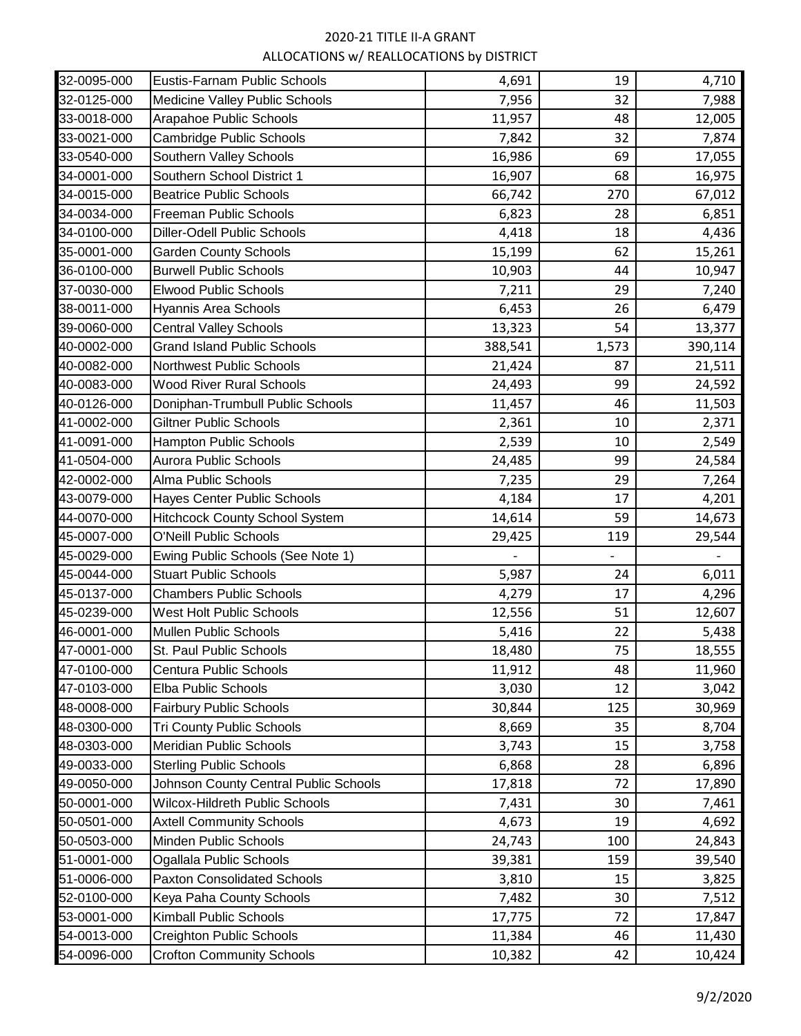# 2020-21 TITLE II-A GRANT
## ALLOCATIONS w/ REALLOCATIONS by DISTRICT

| | | | | |
|---|---|---|---|---|
| 32-0095-000 | Eustis-Farnam Public Schools | 4,691 | 19 | 4,710 |
| 32-0125-000 | Medicine Valley Public Schools | 7,956 | 32 | 7,988 |
| 33-0018-000 | Arapahoe Public Schools | 11,957 | 48 | 12,005 |
| 33-0021-000 | Cambridge Public Schools | 7,842 | 32 | 7,874 |
| 33-0540-000 | Southern Valley Schools | 16,986 | 69 | 17,055 |
| 34-0001-000 | Southern School District 1 | 16,907 | 68 | 16,975 |
| 34-0015-000 | Beatrice Public Schools | 66,742 | 270 | 67,012 |
| 34-0034-000 | Freeman Public Schools | 6,823 | 28 | 6,851 |
| 34-0100-000 | Diller-Odell Public Schools | 4,418 | 18 | 4,436 |
| 35-0001-000 | Garden County Schools | 15,199 | 62 | 15,261 |
| 36-0100-000 | Burwell Public Schools | 10,903 | 44 | 10,947 |
| 37-0030-000 | Elwood Public Schools | 7,211 | 29 | 7,240 |
| 38-0011-000 | Hyannis Area Schools | 6,453 | 26 | 6,479 |
| 39-0060-000 | Central Valley Schools | 13,323 | 54 | 13,377 |
| 40-0002-000 | Grand Island Public Schools | 388,541 | 1,573 | 390,114 |
| 40-0082-000 | Northwest Public Schools | 21,424 | 87 | 21,511 |
| 40-0083-000 | Wood River Rural Schools | 24,493 | 99 | 24,592 |
| 40-0126-000 | Doniphan-Trumbull Public Schools | 11,457 | 46 | 11,503 |
| 41-0002-000 | Giltner Public Schools | 2,361 | 10 | 2,371 |
| 41-0091-000 | Hampton Public Schools | 2,539 | 10 | 2,549 |
| 41-0504-000 | Aurora Public Schools | 24,485 | 99 | 24,584 |
| 42-0002-000 | Alma Public Schools | 7,235 | 29 | 7,264 |
| 43-0079-000 | Hayes Center Public Schools | 4,184 | 17 | 4,201 |
| 44-0070-000 | Hitchcock County School System | 14,614 | 59 | 14,673 |
| 45-0007-000 | O'Neill Public Schools | 29,425 | 119 | 29,544 |
| 45-0029-000 | Ewing Public Schools (See Note 1) | - | - | - |
| 45-0044-000 | Stuart Public Schools | 5,987 | 24 | 6,011 |
| 45-0137-000 | Chambers Public Schools | 4,279 | 17 | 4,296 |
| 45-0239-000 | West Holt Public Schools | 12,556 | 51 | 12,607 |
| 46-0001-000 | Mullen Public Schools | 5,416 | 22 | 5,438 |
| 47-0001-000 | St. Paul Public Schools | 18,480 | 75 | 18,555 |
| 47-0100-000 | Centura Public Schools | 11,912 | 48 | 11,960 |
| 47-0103-000 | Elba Public Schools | 3,030 | 12 | 3,042 |
| 48-0008-000 | Fairbury Public Schools | 30,844 | 125 | 30,969 |
| 48-0300-000 | Tri County Public Schools | 8,669 | 35 | 8,704 |
| 48-0303-000 | Meridian Public Schools | 3,743 | 15 | 3,758 |
| 49-0033-000 | Sterling Public Schools | 6,868 | 28 | 6,896 |
| 49-0050-000 | Johnson County Central Public Schools | 17,818 | 72 | 17,890 |
| 50-0001-000 | Wilcox-Hildreth Public Schools | 7,431 | 30 | 7,461 |
| 50-0501-000 | Axtell Community Schools | 4,673 | 19 | 4,692 |
| 50-0503-000 | Minden Public Schools | 24,743 | 100 | 24,843 |
| 51-0001-000 | Ogallala Public Schools | 39,381 | 159 | 39,540 |
| 51-0006-000 | Paxton Consolidated Schools | 3,810 | 15 | 3,825 |
| 52-0100-000 | Keya Paha County Schools | 7,482 | 30 | 7,512 |
| 53-0001-000 | Kimball Public Schools | 17,775 | 72 | 17,847 |
| 54-0013-000 | Creighton Public Schools | 11,384 | 46 | 11,430 |
| 54-0096-000 | Crofton Community Schools | 10,382 | 42 | 10,424 |

9/2/2020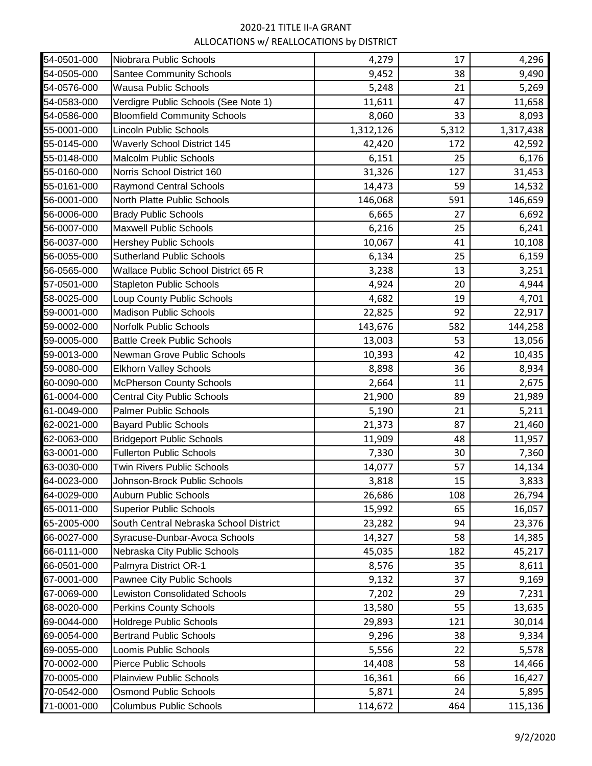2020-21 TITLE II-A GRANT
ALLOCATIONS w/ REALLOCATIONS by DISTRICT

| | | | | |
|---|---|---|---|---|
| 54-0501-000 | Niobrara Public Schools | 4,279 | 17 | 4,296 |
| 54-0505-000 | Santee Community Schools | 9,452 | 38 | 9,490 |
| 54-0576-000 | Wausa Public Schools | 5,248 | 21 | 5,269 |
| 54-0583-000 | Verdigre Public Schools (See Note 1) | 11,611 | 47 | 11,658 |
| 54-0586-000 | Bloomfield Community Schools | 8,060 | 33 | 8,093 |
| 55-0001-000 | Lincoln Public Schools | 1,312,126 | 5,312 | 1,317,438 |
| 55-0145-000 | Waverly School District 145 | 42,420 | 172 | 42,592 |
| 55-0148-000 | Malcolm Public Schools | 6,151 | 25 | 6,176 |
| 55-0160-000 | Norris School District 160 | 31,326 | 127 | 31,453 |
| 55-0161-000 | Raymond Central Schools | 14,473 | 59 | 14,532 |
| 56-0001-000 | North Platte Public Schools | 146,068 | 591 | 146,659 |
| 56-0006-000 | Brady Public Schools | 6,665 | 27 | 6,692 |
| 56-0007-000 | Maxwell Public Schools | 6,216 | 25 | 6,241 |
| 56-0037-000 | Hershey Public Schools | 10,067 | 41 | 10,108 |
| 56-0055-000 | Sutherland Public Schools | 6,134 | 25 | 6,159 |
| 56-0565-000 | Wallace Public School District 65 R | 3,238 | 13 | 3,251 |
| 57-0501-000 | Stapleton Public Schools | 4,924 | 20 | 4,944 |
| 58-0025-000 | Loup County Public Schools | 4,682 | 19 | 4,701 |
| 59-0001-000 | Madison Public Schools | 22,825 | 92 | 22,917 |
| 59-0002-000 | Norfolk Public Schools | 143,676 | 582 | 144,258 |
| 59-0005-000 | Battle Creek Public Schools | 13,003 | 53 | 13,056 |
| 59-0013-000 | Newman Grove Public Schools | 10,393 | 42 | 10,435 |
| 59-0080-000 | Elkhorn Valley Schools | 8,898 | 36 | 8,934 |
| 60-0090-000 | McPherson County Schools | 2,664 | 11 | 2,675 |
| 61-0004-000 | Central City Public Schools | 21,900 | 89 | 21,989 |
| 61-0049-000 | Palmer Public Schools | 5,190 | 21 | 5,211 |
| 62-0021-000 | Bayard Public Schools | 21,373 | 87 | 21,460 |
| 62-0063-000 | Bridgeport Public Schools | 11,909 | 48 | 11,957 |
| 63-0001-000 | Fullerton Public Schools | 7,330 | 30 | 7,360 |
| 63-0030-000 | Twin Rivers Public Schools | 14,077 | 57 | 14,134 |
| 64-0023-000 | Johnson-Brock Public Schools | 3,818 | 15 | 3,833 |
| 64-0029-000 | Auburn Public Schools | 26,686 | 108 | 26,794 |
| 65-0011-000 | Superior Public Schools | 15,992 | 65 | 16,057 |
| 65-2005-000 | South Central Nebraska School District | 23,282 | 94 | 23,376 |
| 66-0027-000 | Syracuse-Dunbar-Avoca Schools | 14,327 | 58 | 14,385 |
| 66-0111-000 | Nebraska City Public Schools | 45,035 | 182 | 45,217 |
| 66-0501-000 | Palmyra District OR-1 | 8,576 | 35 | 8,611 |
| 67-0001-000 | Pawnee City Public Schools | 9,132 | 37 | 9,169 |
| 67-0069-000 | Lewiston Consolidated Schools | 7,202 | 29 | 7,231 |
| 68-0020-000 | Perkins County Schools | 13,580 | 55 | 13,635 |
| 69-0044-000 | Holdrege Public Schools | 29,893 | 121 | 30,014 |
| 69-0054-000 | Bertrand Public Schools | 9,296 | 38 | 9,334 |
| 69-0055-000 | Loomis Public Schools | 5,556 | 22 | 5,578 |
| 70-0002-000 | Pierce Public Schools | 14,408 | 58 | 14,466 |
| 70-0005-000 | Plainview Public Schools | 16,361 | 66 | 16,427 |
| 70-0542-000 | Osmond Public Schools | 5,871 | 24 | 5,895 |
| 71-0001-000 | Columbus Public Schools | 114,672 | 464 | 115,136 |

9/2/2020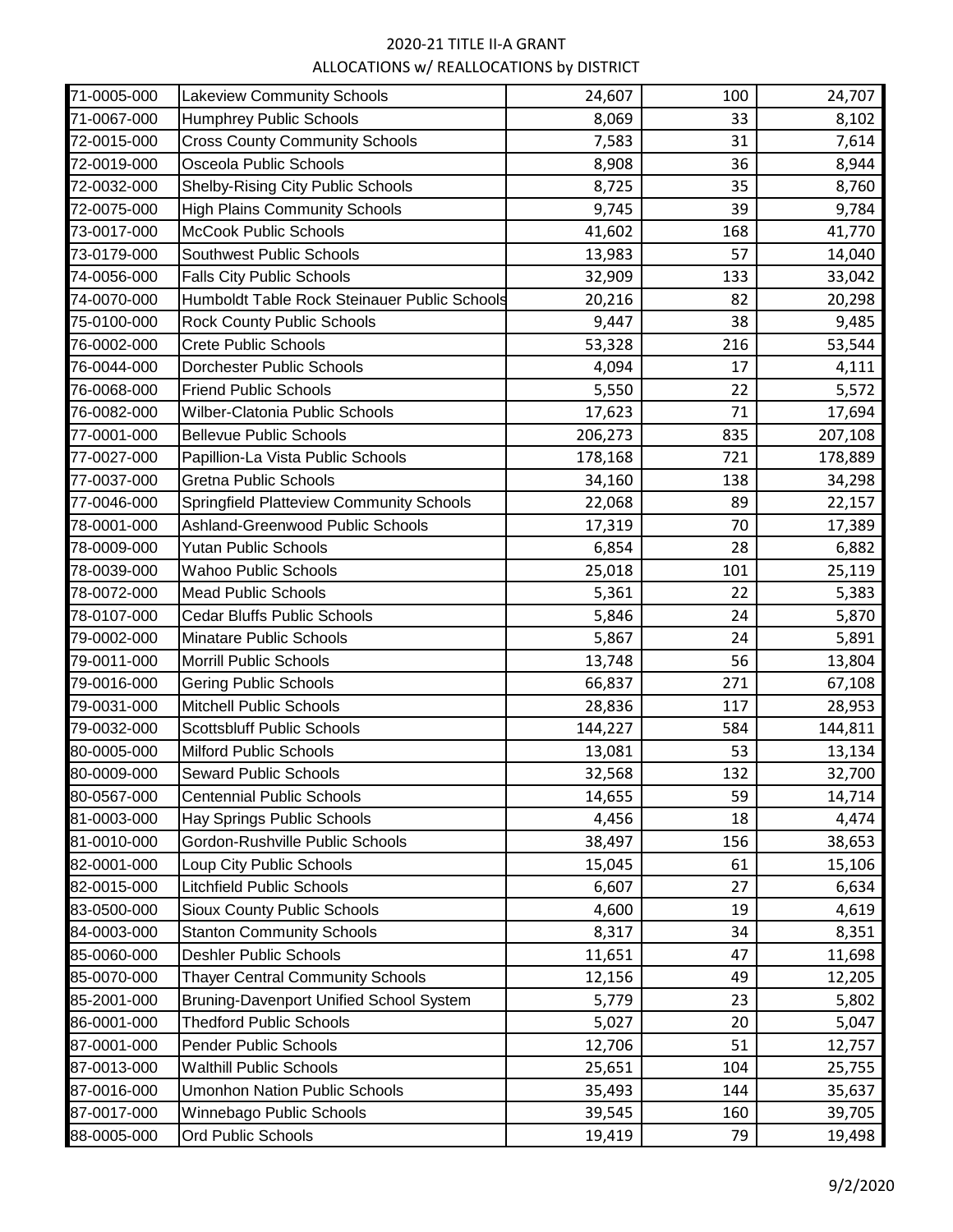2020-21 TITLE II-A GRANT
ALLOCATIONS w/ REALLOCATIONS by DISTRICT

| | | | | |
|---|---|---|---|---|
| 71-0005-000 | Lakeview Community Schools | 24,607 | 100 | 24,707 |
| 71-0067-000 | Humphrey Public Schools | 8,069 | 33 | 8,102 |
| 72-0015-000 | Cross County Community Schools | 7,583 | 31 | 7,614 |
| 72-0019-000 | Osceola Public Schools | 8,908 | 36 | 8,944 |
| 72-0032-000 | Shelby-Rising City Public Schools | 8,725 | 35 | 8,760 |
| 72-0075-000 | High Plains Community Schools | 9,745 | 39 | 9,784 |
| 73-0017-000 | McCook Public Schools | 41,602 | 168 | 41,770 |
| 73-0179-000 | Southwest Public Schools | 13,983 | 57 | 14,040 |
| 74-0056-000 | Falls City Public Schools | 32,909 | 133 | 33,042 |
| 74-0070-000 | Humboldt Table Rock Steinauer Public Schools | 20,216 | 82 | 20,298 |
| 75-0100-000 | Rock County Public Schools | 9,447 | 38 | 9,485 |
| 76-0002-000 | Crete Public Schools | 53,328 | 216 | 53,544 |
| 76-0044-000 | Dorchester Public Schools | 4,094 | 17 | 4,111 |
| 76-0068-000 | Friend Public Schools | 5,550 | 22 | 5,572 |
| 76-0082-000 | Wilber-Clatonia Public Schools | 17,623 | 71 | 17,694 |
| 77-0001-000 | Bellevue Public Schools | 206,273 | 835 | 207,108 |
| 77-0027-000 | Papillion-La Vista Public Schools | 178,168 | 721 | 178,889 |
| 77-0037-000 | Gretna Public Schools | 34,160 | 138 | 34,298 |
| 77-0046-000 | Springfield Platteview Community Schools | 22,068 | 89 | 22,157 |
| 78-0001-000 | Ashland-Greenwood Public Schools | 17,319 | 70 | 17,389 |
| 78-0009-000 | Yutan Public Schools | 6,854 | 28 | 6,882 |
| 78-0039-000 | Wahoo Public Schools | 25,018 | 101 | 25,119 |
| 78-0072-000 | Mead Public Schools | 5,361 | 22 | 5,383 |
| 78-0107-000 | Cedar Bluffs Public Schools | 5,846 | 24 | 5,870 |
| 79-0002-000 | Minatare Public Schools | 5,867 | 24 | 5,891 |
| 79-0011-000 | Morrill Public Schools | 13,748 | 56 | 13,804 |
| 79-0016-000 | Gering Public Schools | 66,837 | 271 | 67,108 |
| 79-0031-000 | Mitchell Public Schools | 28,836 | 117 | 28,953 |
| 79-0032-000 | Scottsbluff Public Schools | 144,227 | 584 | 144,811 |
| 80-0005-000 | Milford Public Schools | 13,081 | 53 | 13,134 |
| 80-0009-000 | Seward Public Schools | 32,568 | 132 | 32,700 |
| 80-0567-000 | Centennial Public Schools | 14,655 | 59 | 14,714 |
| 81-0003-000 | Hay Springs Public Schools | 4,456 | 18 | 4,474 |
| 81-0010-000 | Gordon-Rushville Public Schools | 38,497 | 156 | 38,653 |
| 82-0001-000 | Loup City Public Schools | 15,045 | 61 | 15,106 |
| 82-0015-000 | Litchfield Public Schools | 6,607 | 27 | 6,634 |
| 83-0500-000 | Sioux County Public Schools | 4,600 | 19 | 4,619 |
| 84-0003-000 | Stanton Community Schools | 8,317 | 34 | 8,351 |
| 85-0060-000 | Deshler Public Schools | 11,651 | 47 | 11,698 |
| 85-0070-000 | Thayer Central Community Schools | 12,156 | 49 | 12,205 |
| 85-2001-000 | Bruning-Davenport Unified School System | 5,779 | 23 | 5,802 |
| 86-0001-000 | Thedford Public Schools | 5,027 | 20 | 5,047 |
| 87-0001-000 | Pender Public Schools | 12,706 | 51 | 12,757 |
| 87-0013-000 | Walthill Public Schools | 25,651 | 104 | 25,755 |
| 87-0016-000 | Umonhon Nation Public Schools | 35,493 | 144 | 35,637 |
| 87-0017-000 | Winnebago Public Schools | 39,545 | 160 | 39,705 |
| 88-0005-000 | Ord Public Schools | 19,419 | 79 | 19,498 |

9/2/2020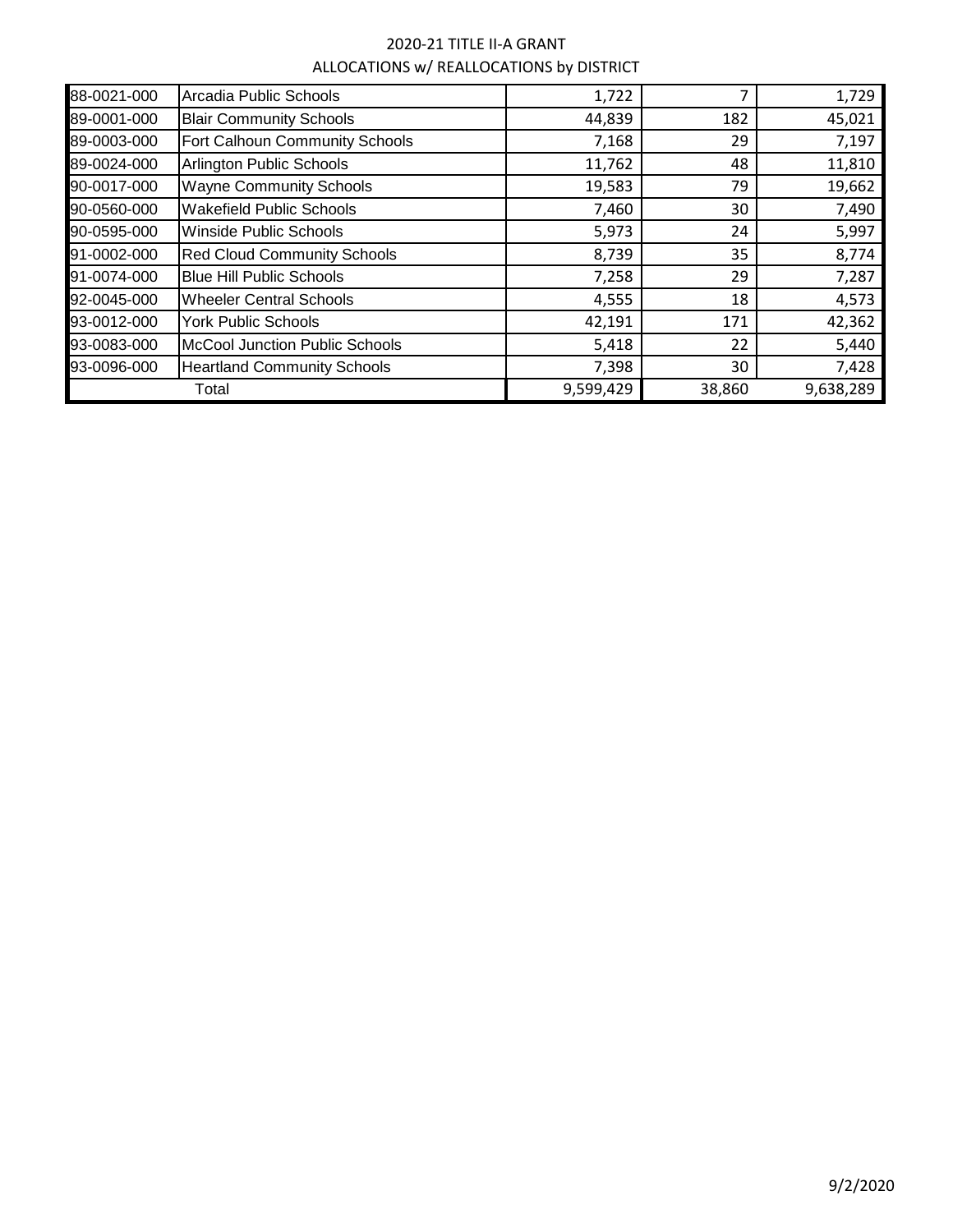2020-21 TITLE II-A GRANT
ALLOCATIONS w/ REALLOCATIONS by DISTRICT

| | | | | |
|---|---|---|---|---|
| 88-0021-000 | Arcadia Public Schools | 1,722 | 7 | 1,729 |
| 89-0001-000 | Blair Community Schools | 44,839 | 182 | 45,021 |
| 89-0003-000 | Fort Calhoun Community Schools | 7,168 | 29 | 7,197 |
| 89-0024-000 | Arlington Public Schools | 11,762 | 48 | 11,810 |
| 90-0017-000 | Wayne Community Schools | 19,583 | 79 | 19,662 |
| 90-0560-000 | Wakefield Public Schools | 7,460 | 30 | 7,490 |
| 90-0595-000 | Winside Public Schools | 5,973 | 24 | 5,997 |
| 91-0002-000 | Red Cloud Community Schools | 8,739 | 35 | 8,774 |
| 91-0074-000 | Blue Hill Public Schools | 7,258 | 29 | 7,287 |
| 92-0045-000 | Wheeler Central Schools | 4,555 | 18 | 4,573 |
| 93-0012-000 | York Public Schools | 42,191 | 171 | 42,362 |
| 93-0083-000 | McCool Junction Public Schools | 5,418 | 22 | 5,440 |
| 93-0096-000 | Heartland Community Schools | 7,398 | 30 | 7,428 |
| Total | | 9,599,429 | 38,860 | 9,638,289 |

9/2/2020